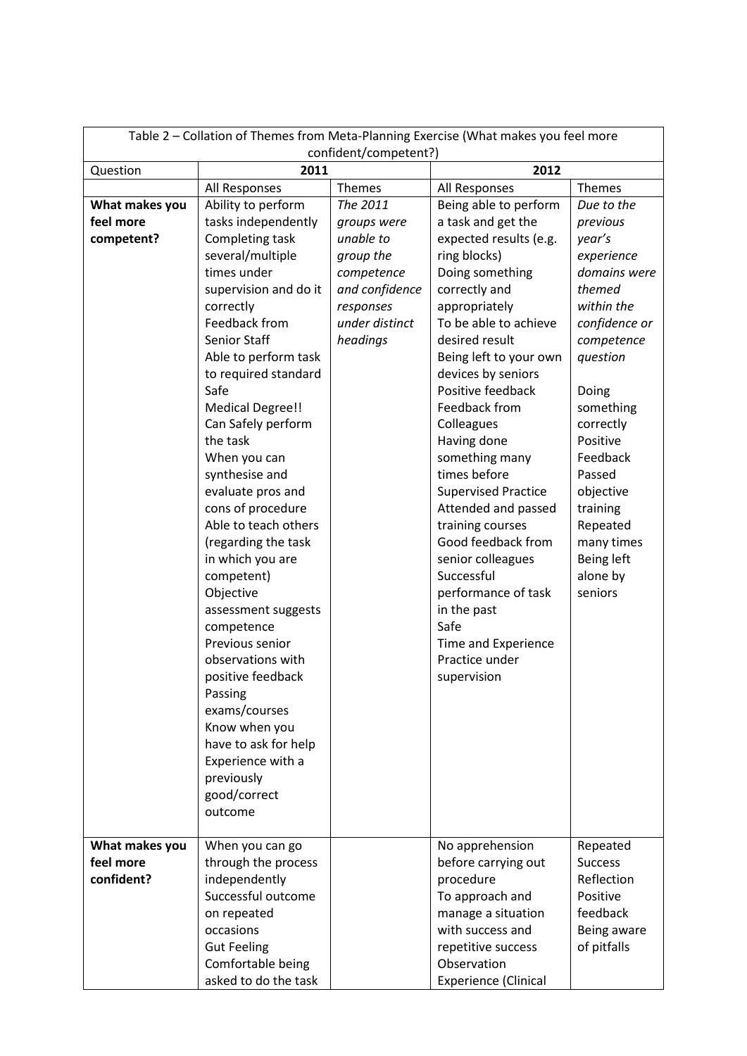Table 2 – Collation of Themes from Meta-Planning Exercise (What makes you feel more confident/competent?)

| Question | 2011 | | 2012 | |
|---|---|---|---|---|
| | All Responses | Themes | All Responses | Themes |
| **What makes you feel more competent?** | Ability to perform tasks independently<br>Completing task several/multiple times under supervision and do it correctly<br>Feedback from Senior Staff<br>Able to perform task to required standard<br>Safe<br>Medical Degree!!<br>Can Safely perform the task<br>When you can synthesise and evaluate pros and cons of procedure<br>Able to teach others (regarding the task in which you are competent)<br>Objective assessment suggests competence<br>Previous senior observations with positive feedback<br>Passing exams/courses<br>Know when you have to ask for help<br>Experience with a previously good/correct outcome | *The 2011 groups were unable to group the competence and confidence responses under distinct headings* | Being able to perform a task and get the expected results (e.g. ring blocks)<br>Doing something correctly and appropriately<br>To be able to achieve desired result<br>Being left to your own devices by seniors<br>Positive feedback<br>Feedback from Colleagues<br>Having done something many times before<br>Supervised Practice<br>Attended and passed training courses<br>Good feedback from senior colleagues<br>Successful performance of task in the past<br>Safe<br>Time and Experience<br>Practice under supervision | *Due to the previous year's experience domains were themed within the confidence or competence question*<br><br>Doing something correctly<br>Positive Feedback<br>Passed objective training<br>Repeated many times<br>Being left alone by seniors |
| **What makes you feel more confident?** | When you can go through the process independently<br>Successful outcome on repeated occasions<br>Gut Feeling<br>Comfortable being asked to do the task | | No apprehension before carrying out procedure<br>To approach and manage a situation with success and repetitive success<br>Observation<br>Experience (Clinical | Repeated Success<br>Reflection<br>Positive feedback<br>Being aware of pitfalls |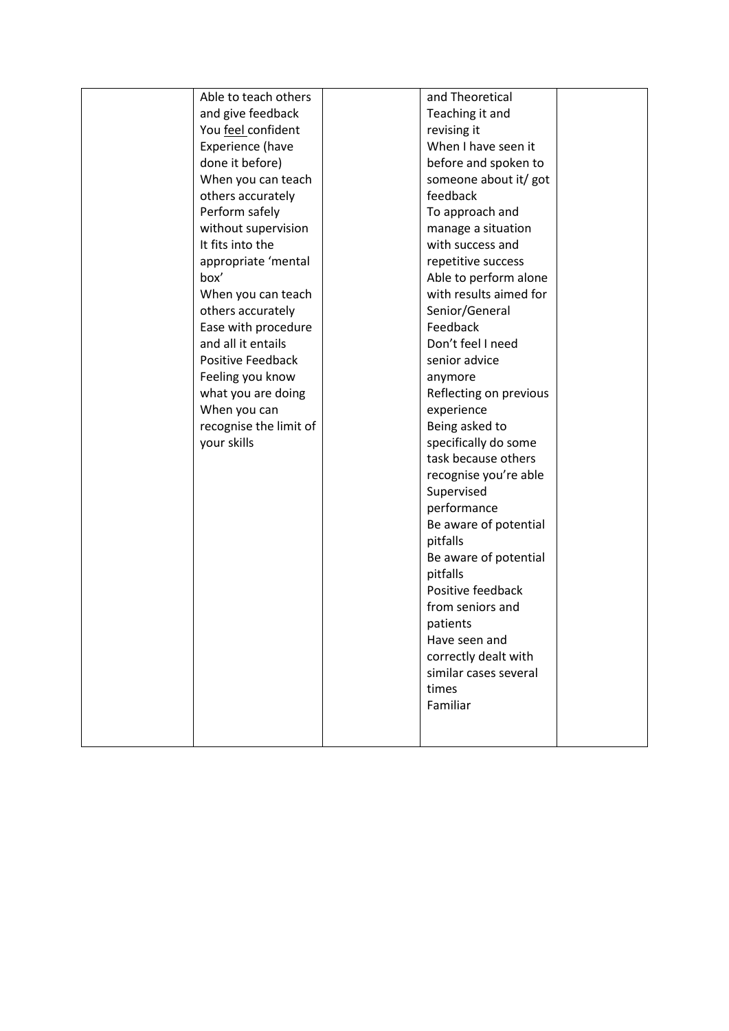| | | | | |
|---|---|---|---|---|
| | Able to teach others and give feedback<br>You feel confident<br>Experience (have done it before)<br>When you can teach others accurately<br>Perform safely without supervision<br>It fits into the appropriate 'mental box'<br>When you can teach others accurately<br>Ease with procedure and all it entails<br>Positive Feedback<br>Feeling you know what you are doing<br>When you can recognise the limit of your skills | | and Theoretical<br>Teaching it and revising it<br>When I have seen it before and spoken to someone about it/ got feedback<br>To approach and manage a situation with success and repetitive success<br>Able to perform alone with results aimed for<br>Senior/General Feedback<br>Don't feel I need senior advice anymore<br>Reflecting on previous experience<br>Being asked to specifically do some task because others recognise you're able<br>Supervised performance<br>Be aware of potential pitfalls<br>Be aware of potential pitfalls<br>Positive feedback from seniors and patients<br>Have seen and correctly dealt with similar cases several times<br>Familiar | |